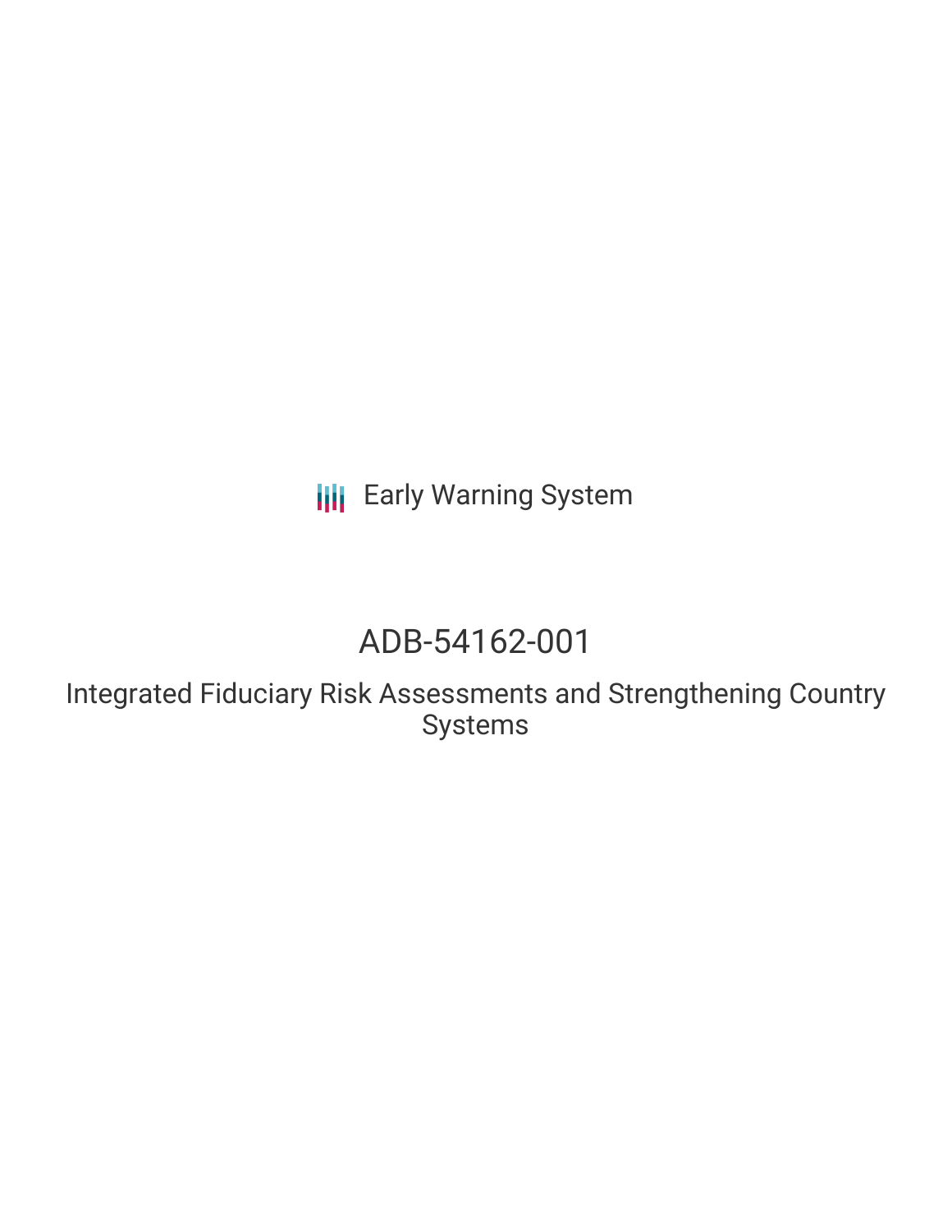Early Warning System

# ADB-54162-001

## Integrated Fiduciary Risk Assessments and Strengthening Country Systems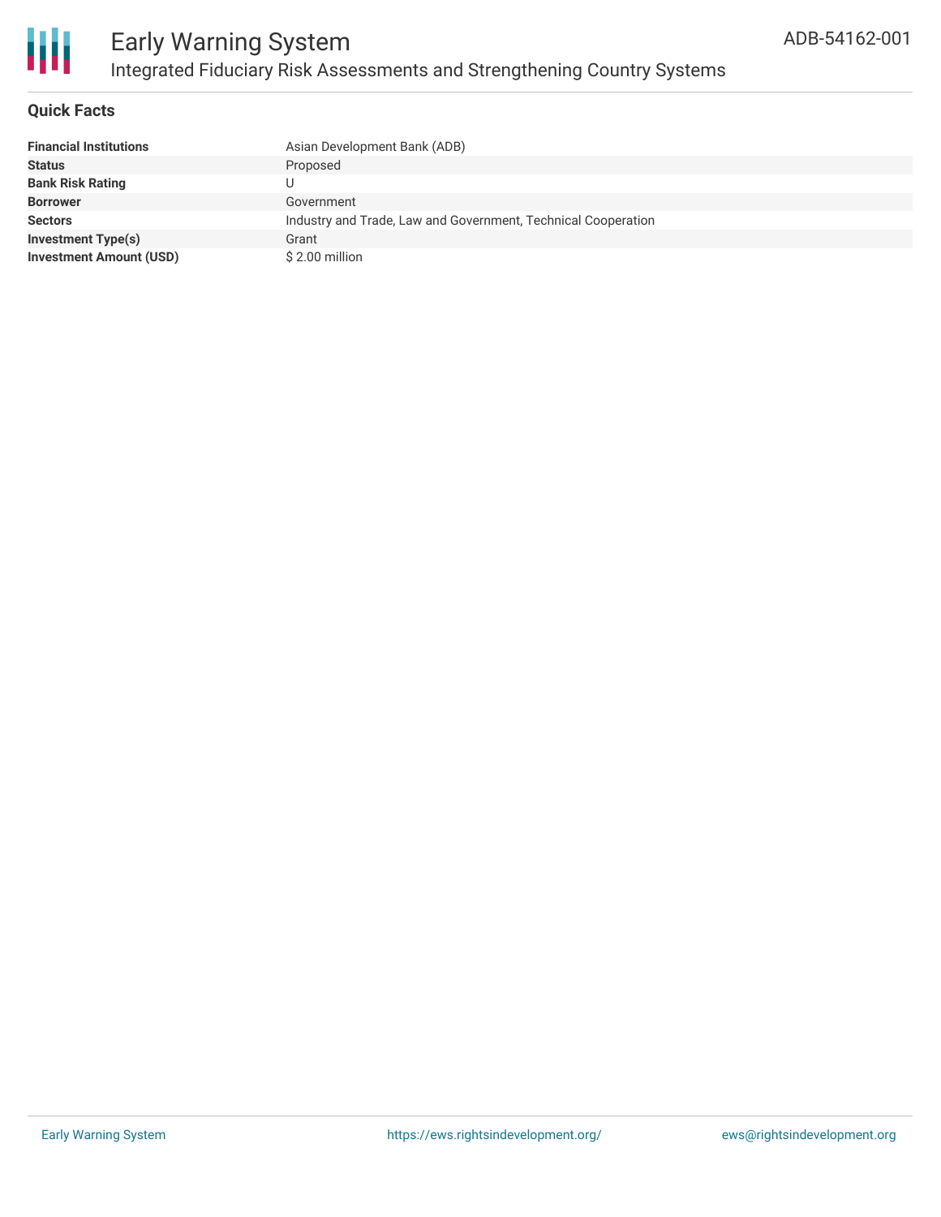## Quick Facts

| | |
|---|---|
| **Financial Institutions** | Asian Development Bank (ADB) |
| **Status** | Proposed |
| **Bank Risk Rating** | U |
| **Borrower** | Government |
| **Sectors** | Industry and Trade, Law and Government, Technical Cooperation |
| **Investment Type(s)** | Grant |
| **Investment Amount (USD)** | $ 2.00 million |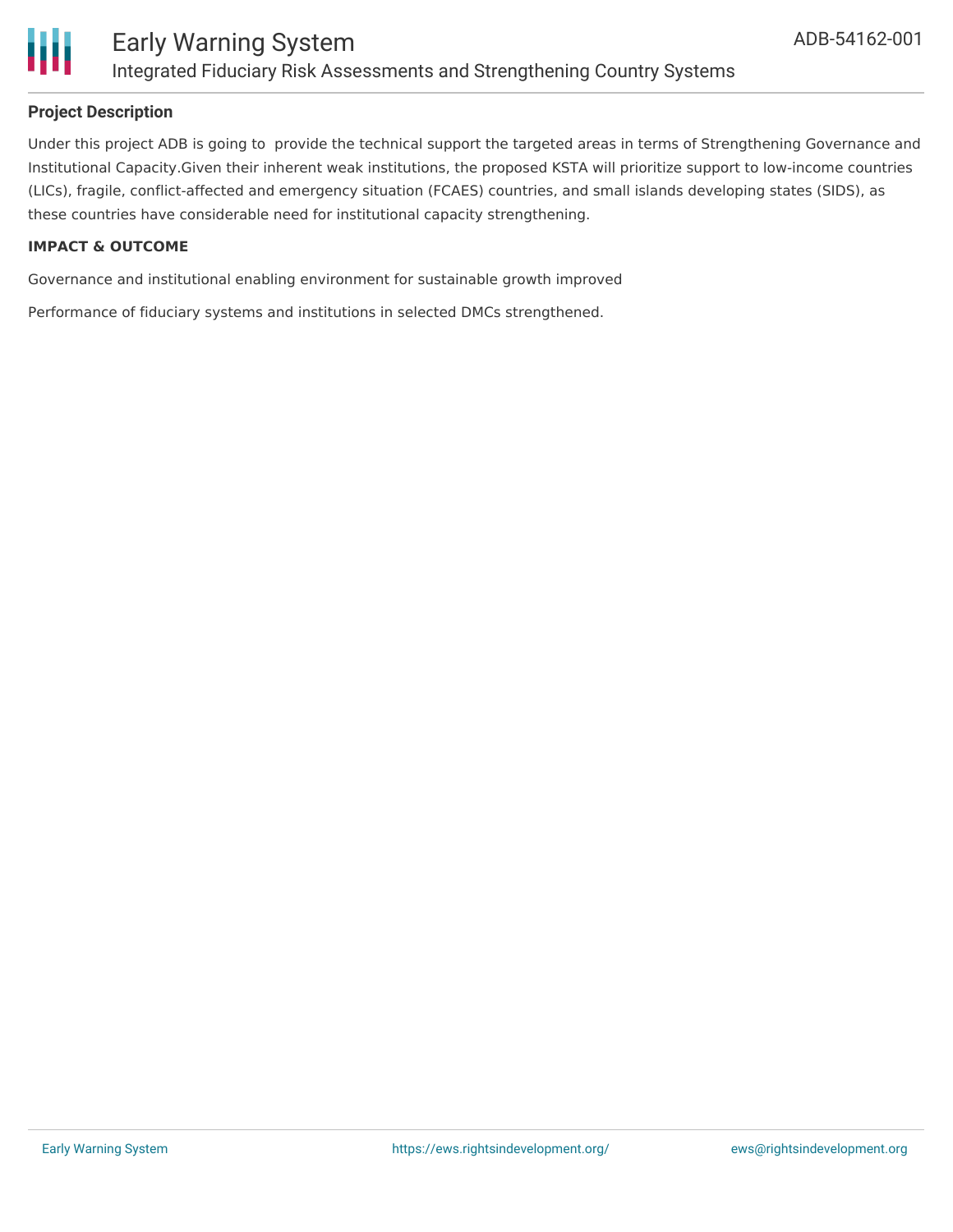### Project Description

Under this project ADB is going to provide the technical support the targeted areas in terms of Strengthening Governance and Institutional Capacity.Given their inherent weak institutions, the proposed KSTA will prioritize support to low-income countries (LICs), fragile, conflict-affected and emergency situation (FCAES) countries, and small islands developing states (SIDS), as these countries have considerable need for institutional capacity strengthening.

#### IMPACT & OUTCOME

Governance and institutional enabling environment for sustainable growth improved

Performance of fiduciary systems and institutions in selected DMCs strengthened.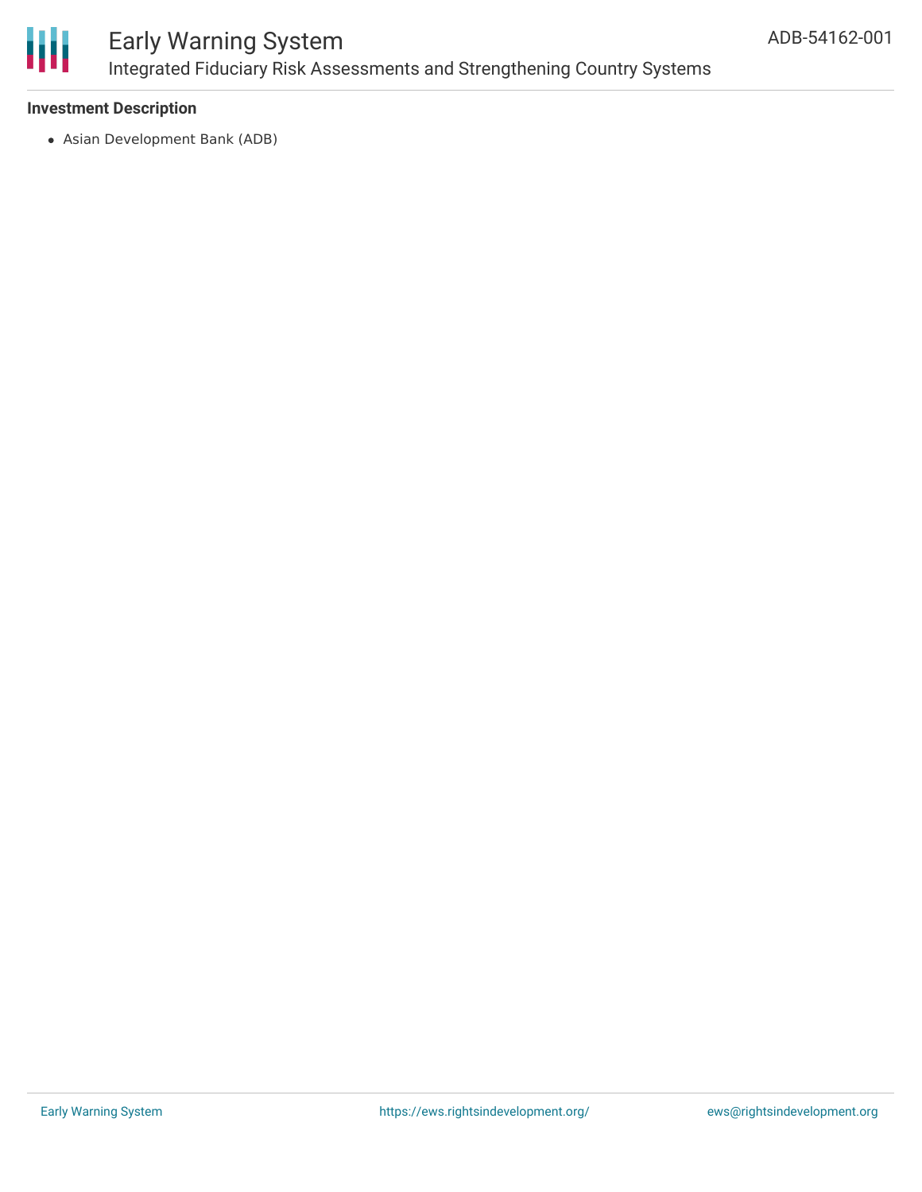### Investment Description

- Asian Development Bank (ADB)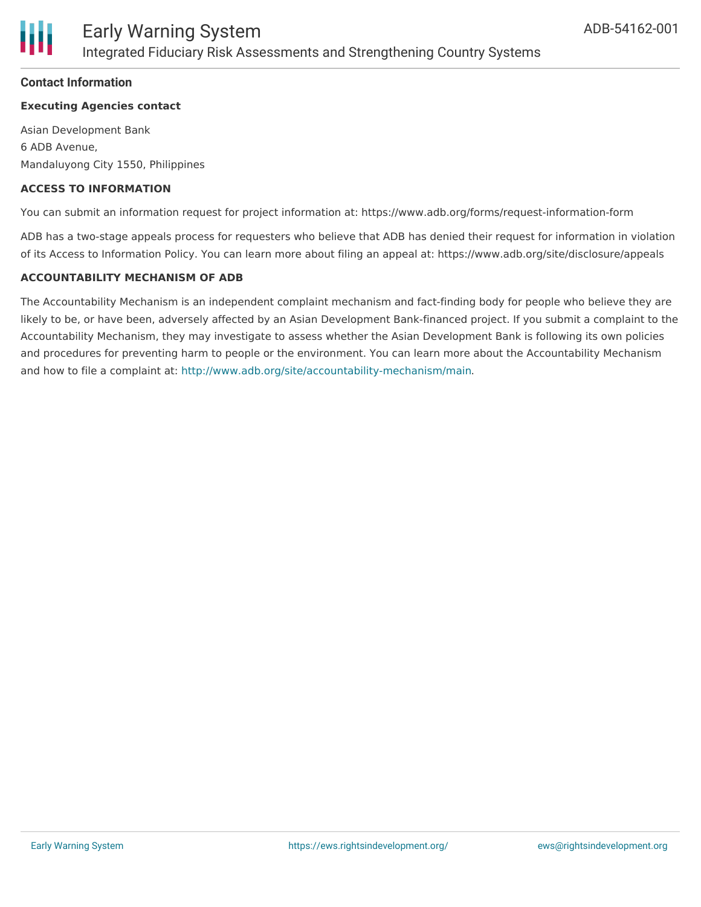## Contact Information

### Executing Agencies contact

Asian Development Bank
6 ADB Avenue,
Mandaluyong City 1550, Philippines

### ACCESS TO INFORMATION

You can submit an information request for project information at: https://www.adb.org/forms/request-information-form

ADB has a two-stage appeals process for requesters who believe that ADB has denied their request for information in violation of its Access to Information Policy. You can learn more about filing an appeal at: https://www.adb.org/site/disclosure/appeals

### ACCOUNTABILITY MECHANISM OF ADB

The Accountability Mechanism is an independent complaint mechanism and fact-finding body for people who believe they are likely to be, or have been, adversely affected by an Asian Development Bank-financed project. If you submit a complaint to the Accountability Mechanism, they may investigate to assess whether the Asian Development Bank is following its own policies and procedures for preventing harm to people or the environment. You can learn more about the Accountability Mechanism and how to file a complaint at: http://www.adb.org/site/accountability-mechanism/main.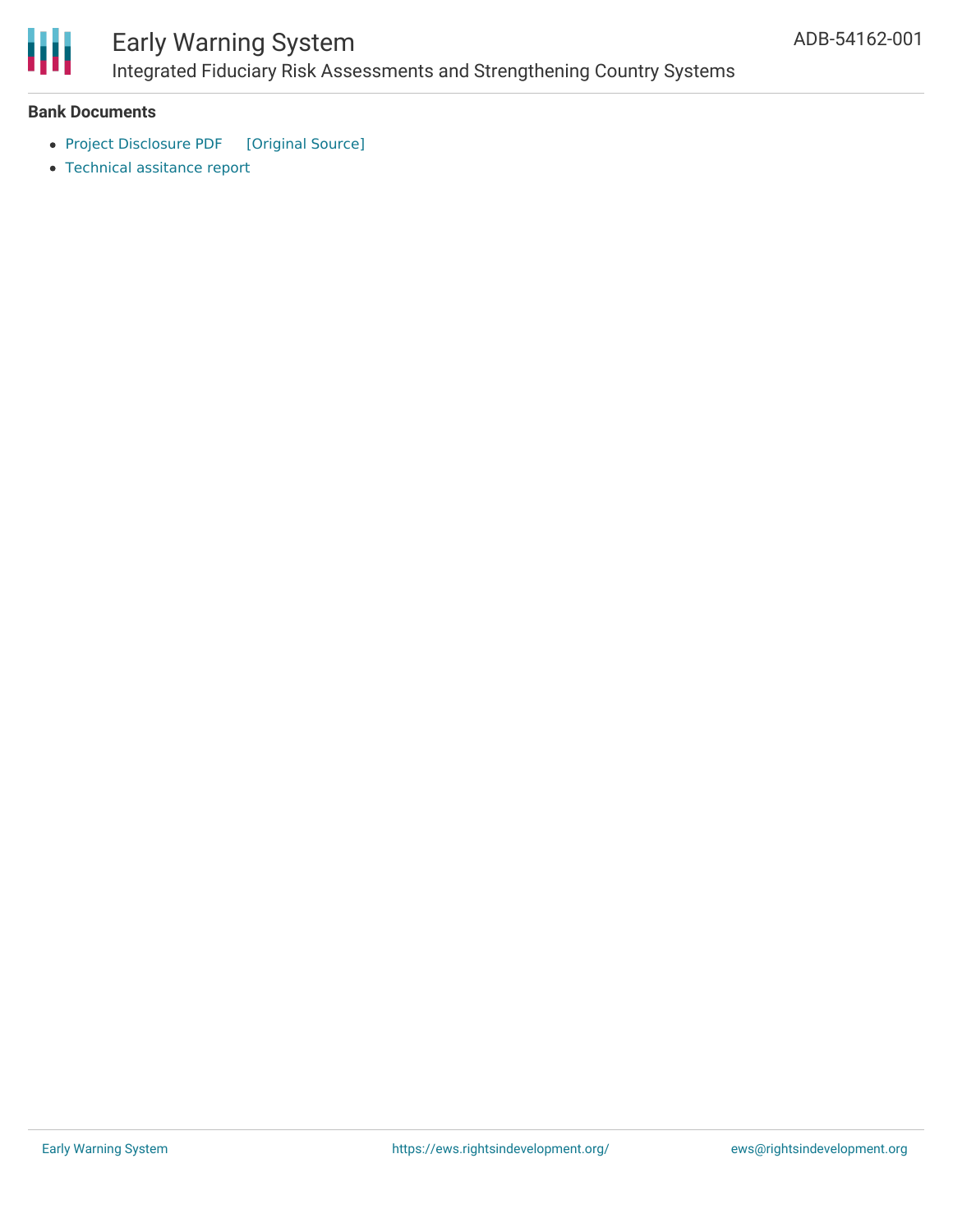**Bank Documents**

- Project Disclosure PDF [Original Source]
- Technical assitance report